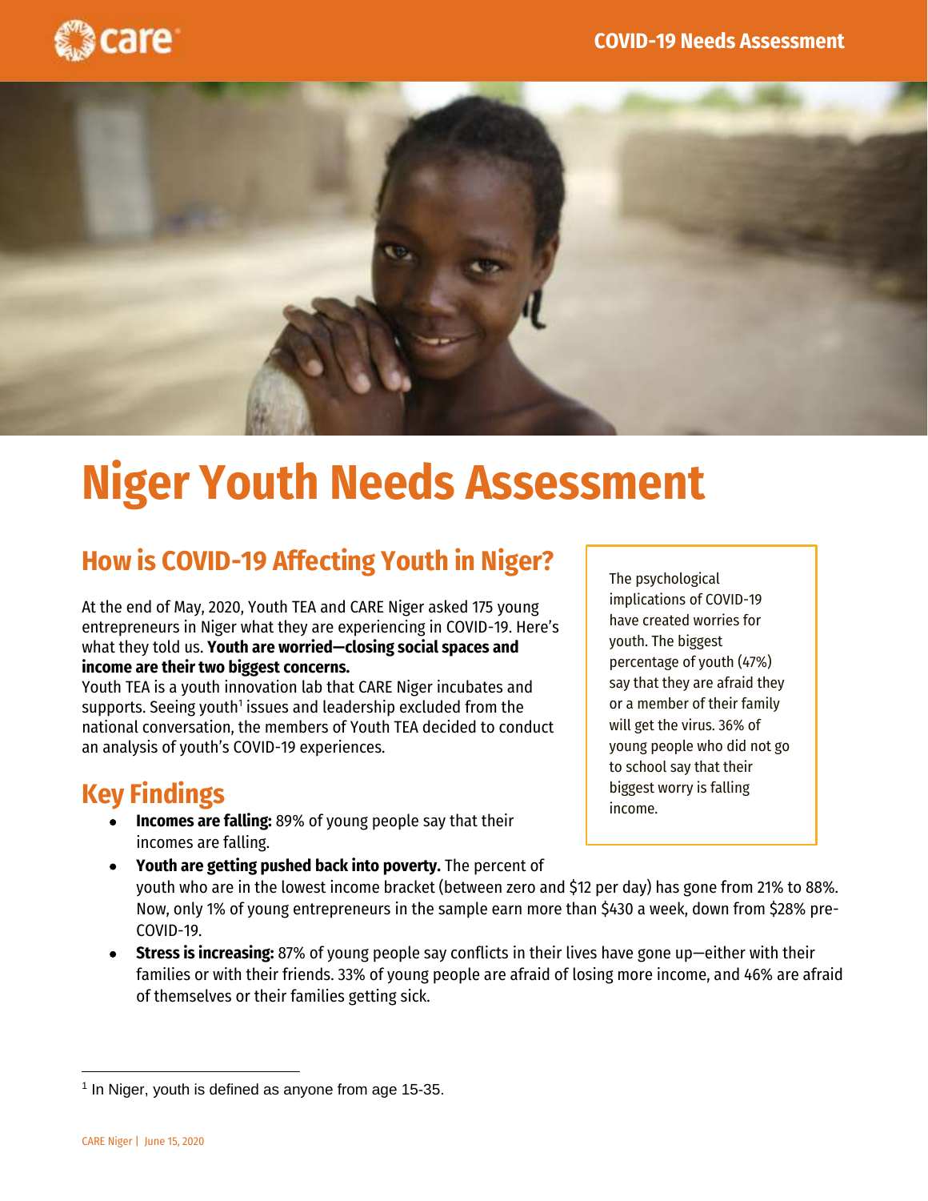# Niger Youth Needs Assessment

## How is COVID-19 Affecting Youth in Niger?

At the end of May, 2020, Youth TEA and CARE Niger asked 175 young entrepreneurs in Niger what they are experiencing in COVID-19. Here's what they told us. **Youth are worried—closing social spaces and income are their two biggest concerns.**

Youth TEA is a youth innovation lab that CARE Niger incubates and supports. Seeing youth[1] issues and leadership excluded from the national conversation, the members of Youth TEA decided to conduct an analysis of youth's COVID-19 experiences.

The psychological implications of COVID-19 have created worries for youth. The biggest percentage of youth (47%) say that they are afraid they or a member of their family will get the virus. 36% of young people who did not go to school say that their biggest worry is falling income.

## Key Findings

- **Incomes are falling:** 89% of young people say that their incomes are falling.
- **Youth are getting pushed back into poverty.** The percent of youth who are in the lowest income bracket (between zero and $12 per day) has gone from 21% to 88%. Now, only 1% of young entrepreneurs in the sample earn more than $430 a week, down from $28% pre-COVID-19.
- **Stress is increasing:** 87% of young people say conflicts in their lives have gone up—either with their families or with their friends. 33% of young people are afraid of losing more income, and 46% are afraid of themselves or their families getting sick.

[1] In Niger, youth is defined as anyone from age 15-35.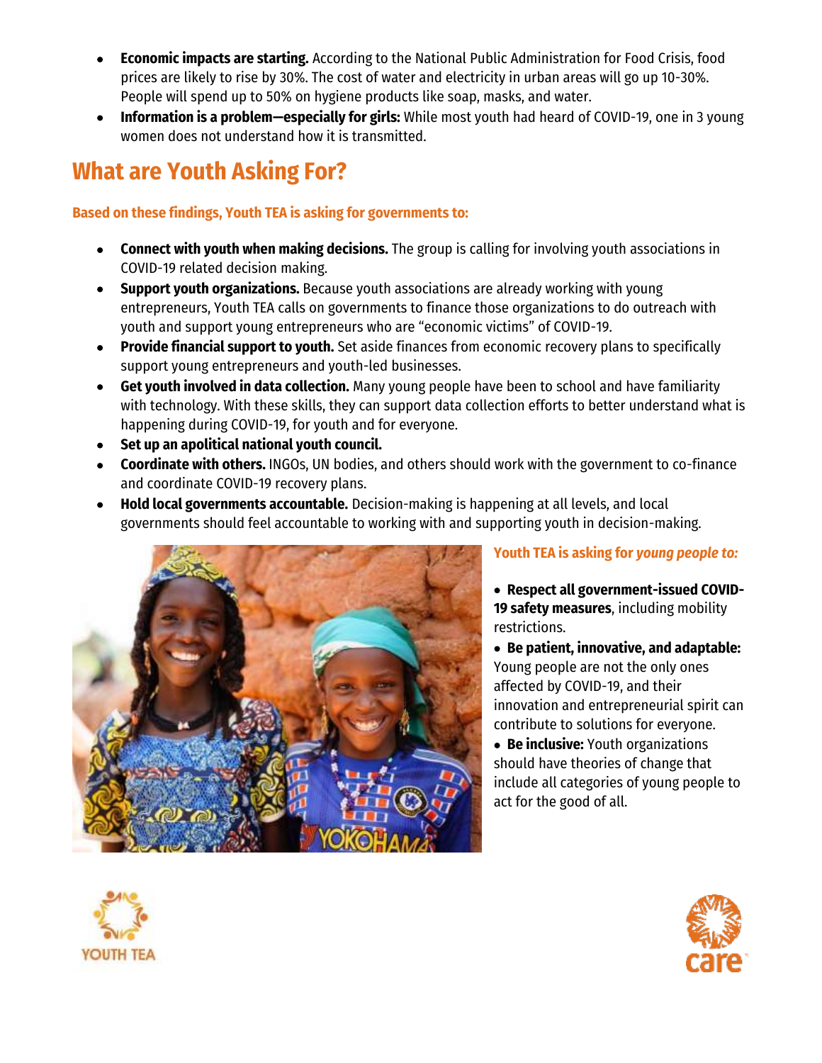- **Economic impacts are starting.** According to the National Public Administration for Food Crisis, food prices are likely to rise by 30%. The cost of water and electricity in urban areas will go up 10-30%. People will spend up to 50% on hygiene products like soap, masks, and water.
- **Information is a problem—especially for girls:** While most youth had heard of COVID-19, one in 3 young women does not understand how it is transmitted.

## What are Youth Asking For?

**Based on these findings, Youth TEA is asking for governments to:**

- **Connect with youth when making decisions.** The group is calling for involving youth associations in COVID-19 related decision making.
- **Support youth organizations.** Because youth associations are already working with young entrepreneurs, Youth TEA calls on governments to finance those organizations to do outreach with youth and support young entrepreneurs who are "economic victims" of COVID-19.
- **Provide financial support to youth.** Set aside finances from economic recovery plans to specifically support young entrepreneurs and youth-led businesses.
- **Get youth involved in data collection.** Many young people have been to school and have familiarity with technology. With these skills, they can support data collection efforts to better understand what is happening during COVID-19, for youth and for everyone.
- **Set up an apolitical national youth council.**
- **Coordinate with others.** INGOs, UN bodies, and others should work with the government to co-finance and coordinate COVID-19 recovery plans.
- **Hold local governments accountable.** Decision-making is happening at all levels, and local governments should feel accountable to working with and supporting youth in decision-making.

**Youth TEA is asking for *young people to:***

- **Respect all government-issued COVID-19 safety measures**, including mobility restrictions.
- **Be patient, innovative, and adaptable:** Young people are not the only ones affected by COVID-19, and their innovation and entrepreneurial spirit can contribute to solutions for everyone.
- **Be inclusive:** Youth organizations should have theories of change that include all categories of young people to act for the good of all.